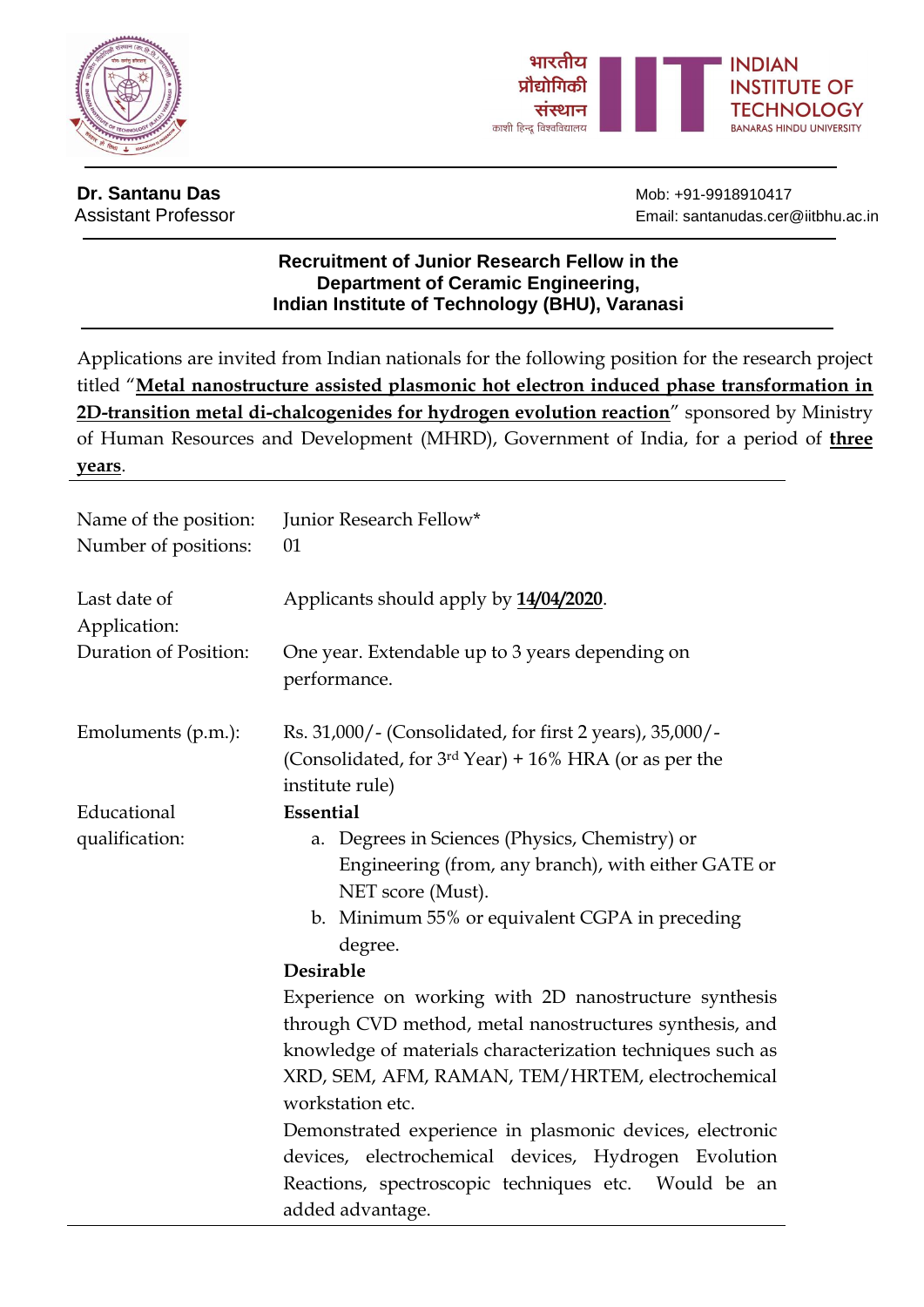**Dr. Santanu Das**
Assistant Professor

Mob: +91-9918910417
Email: santanudas.cer@iitbhu.ac.in

## Recruitment of Junior Research Fellow in the Department of Ceramic Engineering, Indian Institute of Technology (BHU), Varanasi

Applications are invited from Indian nationals for the following position for the research project titled "**Metal nanostructure assisted plasmonic hot electron induced phase transformation in 2D-transition metal di-chalcogenides for hydrogen evolution reaction**" sponsored by Ministry of Human Resources and Development (MHRD), Government of India, for a period of **three years**.

| | |
|---|---|
| Name of the position: | Junior Research Fellow* |
| Number of positions: | 01 |
| Last date of Application: | Applicants should apply by **14/04/2020**. |
| Duration of Position: | One year. Extendable up to 3 years depending on performance. |
| Emoluments (p.m.): | Rs. 31,000/- (Consolidated, for first 2 years), 35,000/- (Consolidated, for 3rd Year) + 16% HRA (or as per the institute rule) |
| Educational qualification: | **Essential**<br>a. Degrees in Sciences (Physics, Chemistry) or Engineering (from, any branch), with either GATE or NET score (Must).<br>b. Minimum 55% or equivalent CGPA in preceding degree.<br>**Desirable**<br>Experience on working with 2D nanostructure synthesis through CVD method, metal nanostructures synthesis, and knowledge of materials characterization techniques such as XRD, SEM, AFM, RAMAN, TEM/HRTEM, electrochemical workstation etc.<br>Demonstrated experience in plasmonic devices, electronic devices, electrochemical devices, Hydrogen Evolution Reactions, spectroscopic techniques etc. Would be an added advantage. |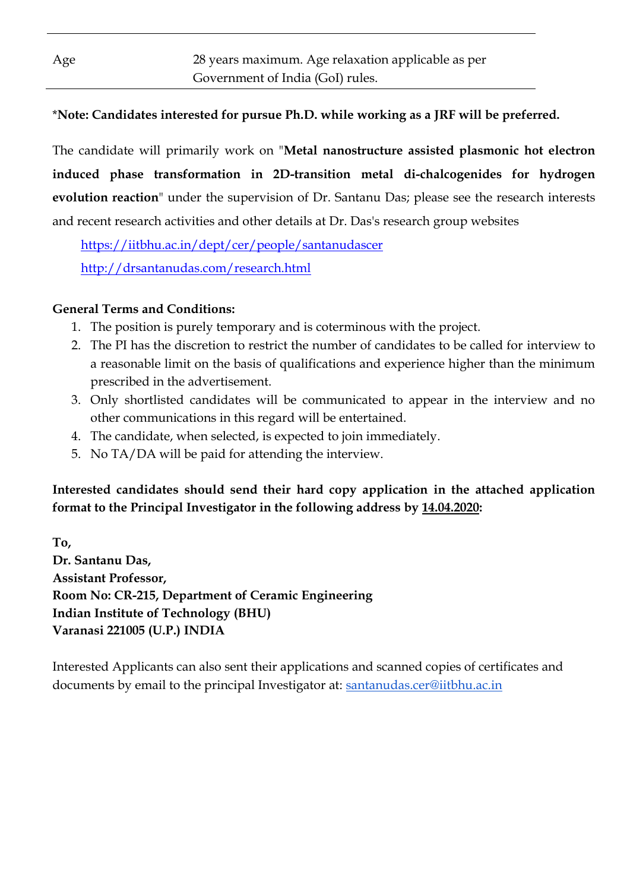| Age | 28 years maximum. Age relaxation applicable as per Government of India (GoI) rules. |
|---|---|

**\*Note: Candidates interested for pursue Ph.D. while working as a JRF will be preferred.**

The candidate will primarily work on "**Metal nanostructure assisted plasmonic hot electron induced phase transformation in 2D-transition metal di-chalcogenides for hydrogen evolution reaction**" under the supervision of Dr. Santanu Das; please see the research interests and recent research activities and other details at Dr. Das's research group websites

https://iitbhu.ac.in/dept/cer/people/santanudascer

http://drsantanudas.com/research.html

**General Terms and Conditions:**

1. The position is purely temporary and is coterminous with the project.
2. The PI has the discretion to restrict the number of candidates to be called for interview to a reasonable limit on the basis of qualifications and experience higher than the minimum prescribed in the advertisement.
3. Only shortlisted candidates will be communicated to appear in the interview and no other communications in this regard will be entertained.
4. The candidate, when selected, is expected to join immediately.
5. No TA/DA will be paid for attending the interview.

**Interested candidates should send their hard copy application in the attached application format to the Principal Investigator in the following address by 14.04.2020:**

**To,**
**Dr. Santanu Das,**
**Assistant Professor,**
**Room No: CR-215, Department of Ceramic Engineering**
**Indian Institute of Technology (BHU)**
**Varanasi 221005 (U.P.) INDIA**

Interested Applicants can also sent their applications and scanned copies of certificates and documents by email to the principal Investigator at: santanudas.cer@iitbhu.ac.in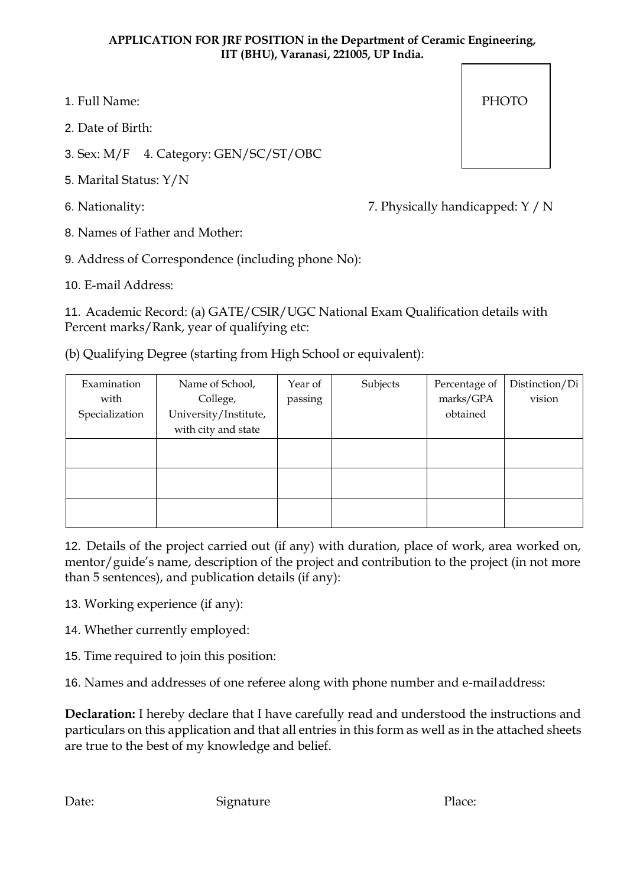**APPLICATION FOR JRF POSITION in the Department of Ceramic Engineering, IIT (BHU), Varanasi, 221005, UP India.**

PHOTO

1. Full Name:

2. Date of Birth:

3. Sex: M/F 4. Category: GEN/SC/ST/OBC

5. Marital Status: Y/N

6. Nationality: 7. Physically handicapped: Y / N

8. Names of Father and Mother:

9. Address of Correspondence (including phone No):

10. E-mail Address:

11. Academic Record: (a) GATE/CSIR/UGC National Exam Qualification details with Percent marks/Rank, year of qualifying etc:

(b) Qualifying Degree (starting from High School or equivalent):

| Examination with Specialization | Name of School, College, University/Institute, with city and state | Year of passing | Subjects | Percentage of marks/GPA obtained | Distinction/Division |
|---|---|---|---|---|---|
| | | | | | |
| | | | | | |
| | | | | | |

12. Details of the project carried out (if any) with duration, place of work, area worked on, mentor/guide's name, description of the project and contribution to the project (in not more than 5 sentences), and publication details (if any):

13. Working experience (if any):

14. Whether currently employed:

15. Time required to join this position:

16. Names and addresses of one referee along with phone number and e-mail address:

**Declaration:** I hereby declare that I have carefully read and understood the instructions and particulars on this application and that all entries in this form as well as in the attached sheets are true to the best of my knowledge and belief.

Date: Signature Place: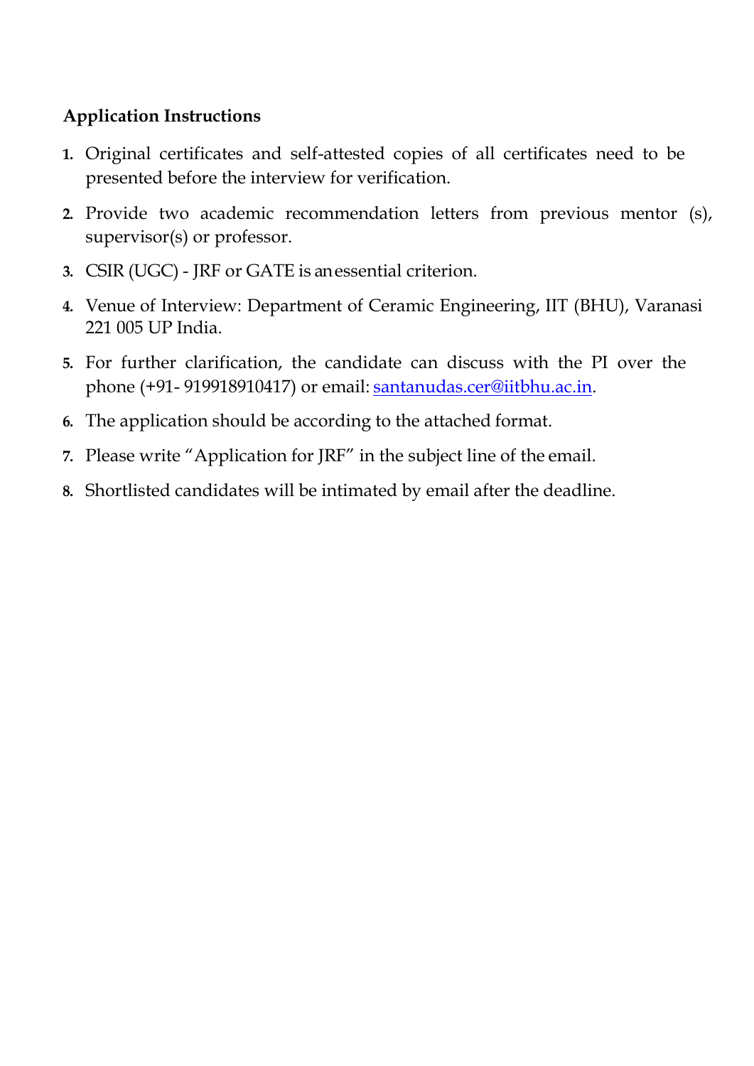**Application Instructions**

1. Original certificates and self-attested copies of all certificates need to be presented before the interview for verification.
2. Provide two academic recommendation letters from previous mentor (s), supervisor(s) or professor.
3. CSIR (UGC) - JRF or GATE is an essential criterion.
4. Venue of Interview: Department of Ceramic Engineering, IIT (BHU), Varanasi 221 005 UP India.
5. For further clarification, the candidate can discuss with the PI over the phone (+91- 919918910417) or email: santanudas.cer@iitbhu.ac.in.
6. The application should be according to the attached format.
7. Please write “Application for JRF” in the subject line of the email.
8. Shortlisted candidates will be intimated by email after the deadline.